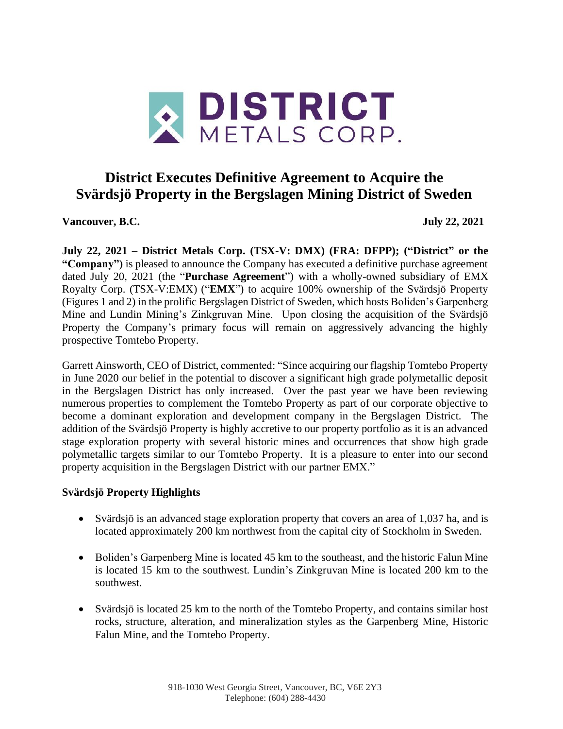# District Executes Definitive Agreement to Acquire the Svärdsjö Property in the Bergslagen Mining District of Sweden

**Vancouver, B.C.** **July 22, 2021**

**July 22, 2021 – District Metals Corp. (TSX-V: DMX) (FRA: DFPP); ("District" or the "Company")** is pleased to announce the Company has executed a definitive purchase agreement dated July 20, 2021 (the "**Purchase Agreement**") with a wholly-owned subsidiary of EMX Royalty Corp. (TSX-V:EMX) ("**EMX**") to acquire 100% ownership of the Svärdsjö Property (Figures 1 and 2) in the prolific Bergslagen District of Sweden, which hosts Boliden's Garpenberg Mine and Lundin Mining's Zinkgruvan Mine. Upon closing the acquisition of the Svärdsjö Property the Company's primary focus will remain on aggressively advancing the highly prospective Tomtebo Property.

Garrett Ainsworth, CEO of District, commented: "Since acquiring our flagship Tomtebo Property in June 2020 our belief in the potential to discover a significant high grade polymetallic deposit in the Bergslagen District has only increased. Over the past year we have been reviewing numerous properties to complement the Tomtebo Property as part of our corporate objective to become a dominant exploration and development company in the Bergslagen District. The addition of the Svärdsjö Property is highly accretive to our property portfolio as it is an advanced stage exploration property with several historic mines and occurrences that show high grade polymetallic targets similar to our Tomtebo Property. It is a pleasure to enter into our second property acquisition in the Bergslagen District with our partner EMX."

## Svärdsjö Property Highlights

- Svärdsjö is an advanced stage exploration property that covers an area of 1,037 ha, and is located approximately 200 km northwest from the capital city of Stockholm in Sweden.
- Boliden's Garpenberg Mine is located 45 km to the southeast, and the historic Falun Mine is located 15 km to the southwest. Lundin's Zinkgruvan Mine is located 200 km to the southwest.
- Svärdsjö is located 25 km to the north of the Tomtebo Property, and contains similar host rocks, structure, alteration, and mineralization styles as the Garpenberg Mine, Historic Falun Mine, and the Tomtebo Property.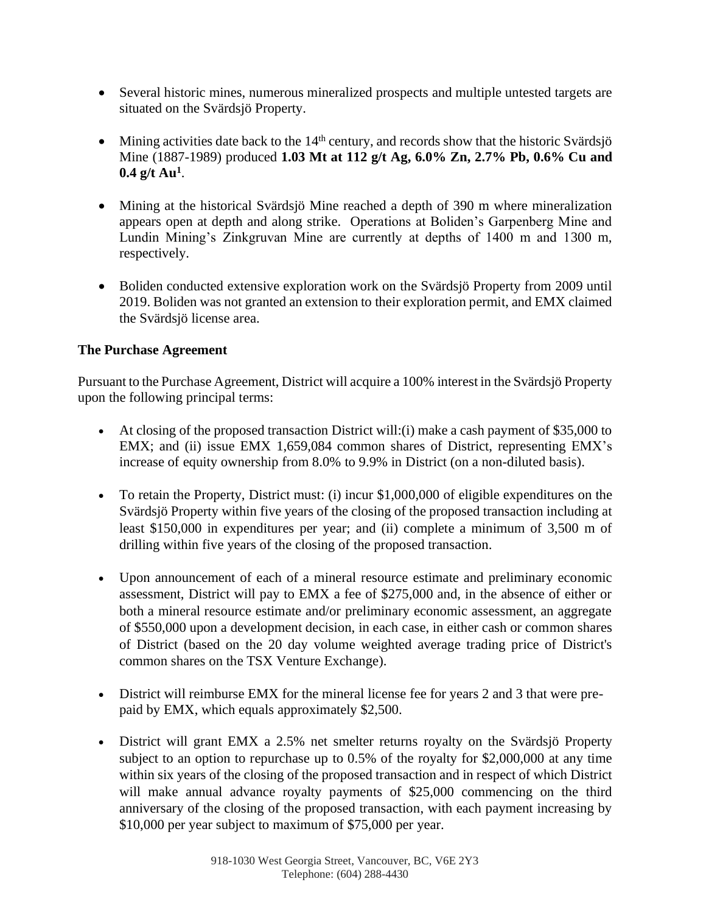- Several historic mines, numerous mineralized prospects and multiple untested targets are situated on the Svärdsjö Property.

- Mining activities date back to the 14th century, and records show that the historic Svärdsjö Mine (1887-1989) produced **1.03 Mt at 112 g/t Ag, 6.0% Zn, 2.7% Pb, 0.6% Cu and 0.4 g/t Au[1]**.

- Mining at the historical Svärdsjö Mine reached a depth of 390 m where mineralization appears open at depth and along strike. Operations at Boliden's Garpenberg Mine and Lundin Mining's Zinkgruvan Mine are currently at depths of 1400 m and 1300 m, respectively.

- Boliden conducted extensive exploration work on the Svärdsjö Property from 2009 until 2019. Boliden was not granted an extension to their exploration permit, and EMX claimed the Svärdsjö license area.

**The Purchase Agreement**

Pursuant to the Purchase Agreement, District will acquire a 100% interest in the Svärdsjö Property upon the following principal terms:

- At closing of the proposed transaction District will:(i) make a cash payment of $35,000 to EMX; and (ii) issue EMX 1,659,084 common shares of District, representing EMX's increase of equity ownership from 8.0% to 9.9% in District (on a non-diluted basis).

- To retain the Property, District must: (i) incur $1,000,000 of eligible expenditures on the Svärdsjö Property within five years of the closing of the proposed transaction including at least $150,000 in expenditures per year; and (ii) complete a minimum of 3,500 m of drilling within five years of the closing of the proposed transaction.

- Upon announcement of each of a mineral resource estimate and preliminary economic assessment, District will pay to EMX a fee of $275,000 and, in the absence of either or both a mineral resource estimate and/or preliminary economic assessment, an aggregate of $550,000 upon a development decision, in each case, in either cash or common shares of District (based on the 20 day volume weighted average trading price of District's common shares on the TSX Venture Exchange).

- District will reimburse EMX for the mineral license fee for years 2 and 3 that were pre-paid by EMX, which equals approximately $2,500.

- District will grant EMX a 2.5% net smelter returns royalty on the Svärdsjö Property subject to an option to repurchase up to 0.5% of the royalty for $2,000,000 at any time within six years of the closing of the proposed transaction and in respect of which District will make annual advance royalty payments of $25,000 commencing on the third anniversary of the closing of the proposed transaction, with each payment increasing by $10,000 per year subject to maximum of $75,000 per year.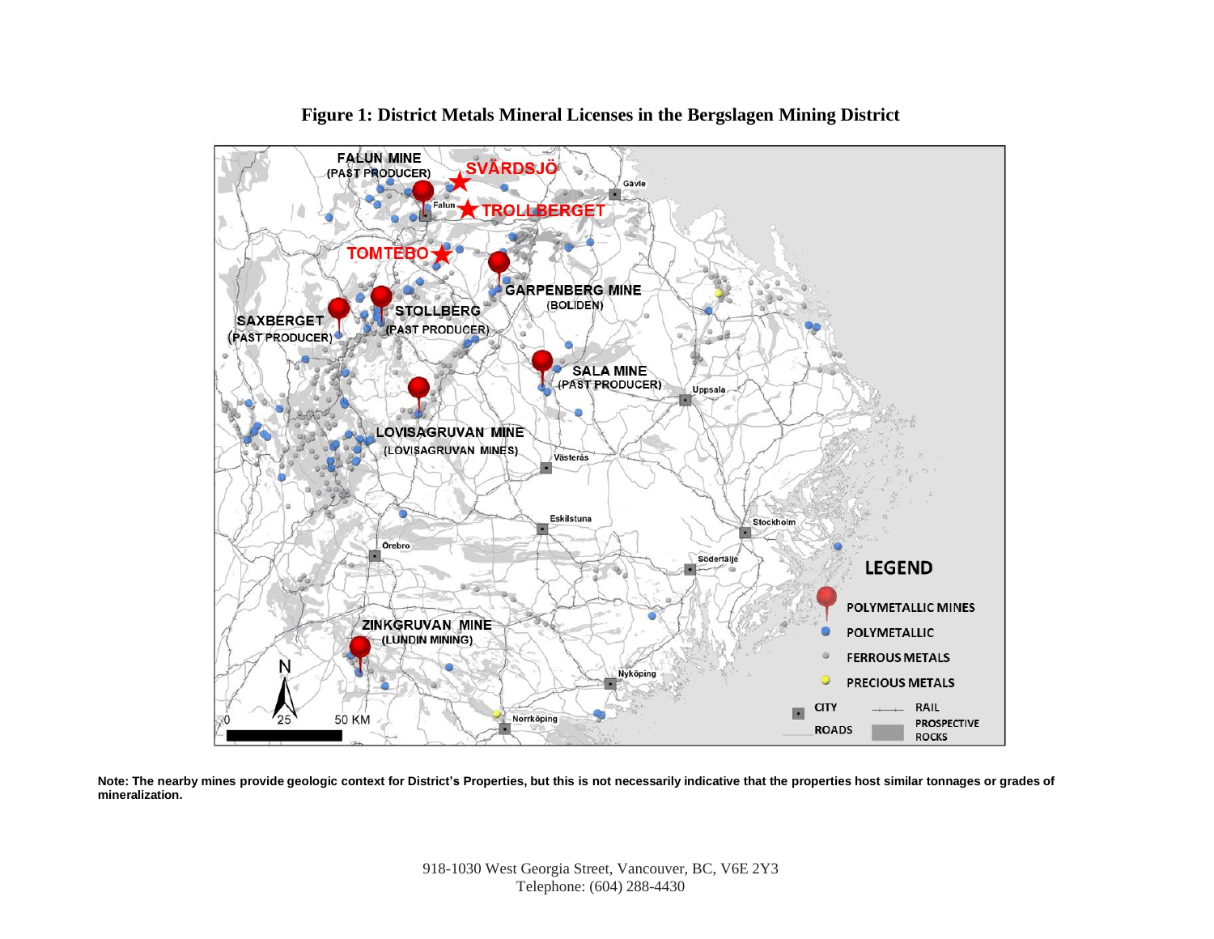**Figure 1: District Metals Mineral Licenses in the Bergslagen Mining District**

**Note: The nearby mines provide geologic context for District's Properties, but this is not necessarily indicative that the properties host similar tonnages or grades of mineralization.**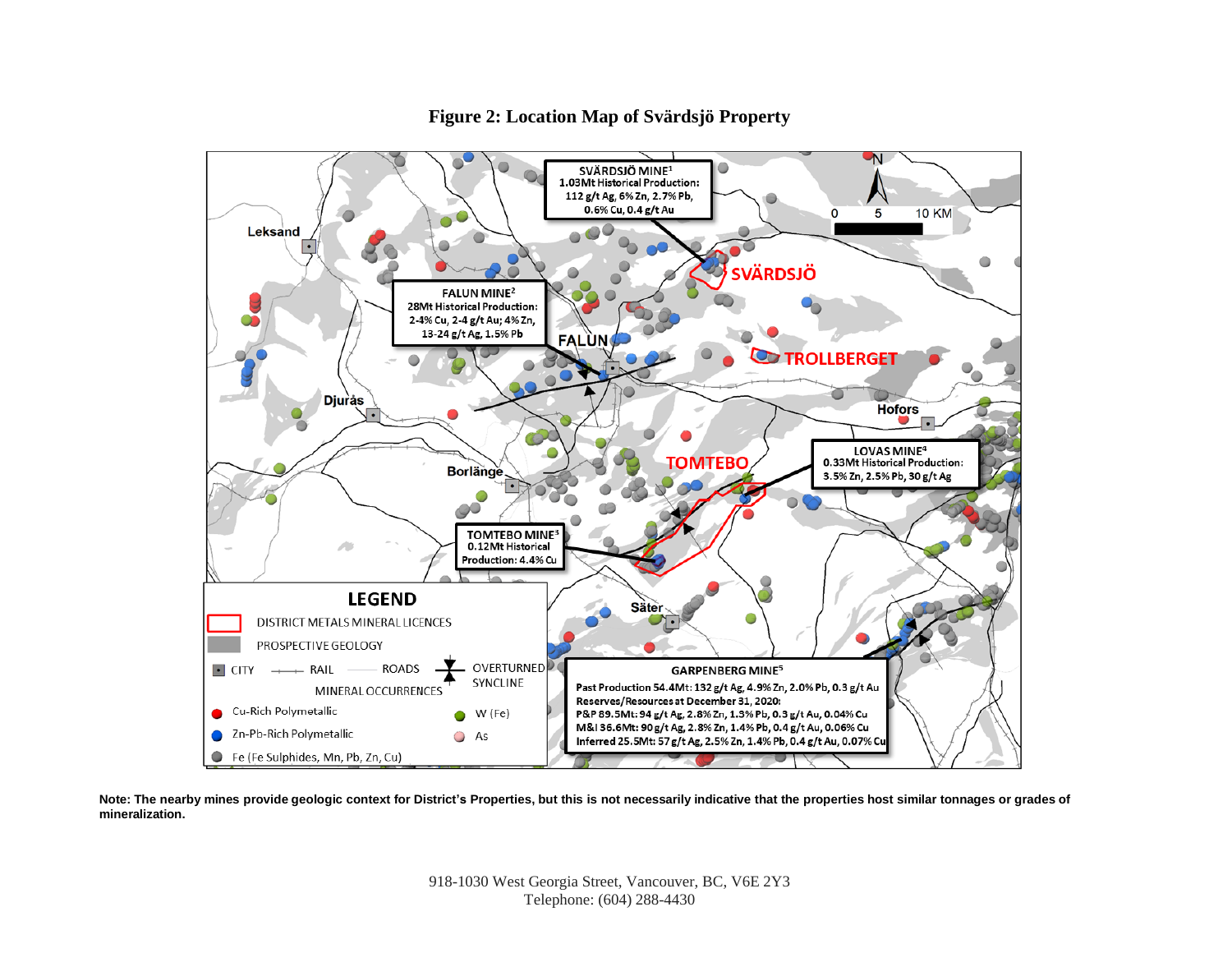**Figure 2: Location Map of Svärdsjö Property**

SVÄRDSJÖ MINE[1]
1.03Mt Historical Production:
112 g/t Ag, 6% Zn, 2.7% Pb,
0.6% Cu, 0.4 g/t Au

FALUN MINE[2]
28Mt Historical Production:
2-4% Cu, 2-4 g/t Au; 4% Zn,
13-24 g/t Ag, 1.5% Pb

LOVAS MINE[4]
0.33Mt Historical Production:
3.5% Zn, 2.5% Pb, 30 g/t Ag

TOMTEBO MINE[3]
0.12Mt Historical
Production: 4.4% Cu

GARPENBERG MINE[5]
Past Production 54.4Mt: 132 g/t Ag, 4.9% Zn, 2.0% Pb, 0.3 g/t Au
Reserves/Resources at December 31, 2020:
P&P 89.5Mt: 94 g/t Ag, 2.8% Zn, 1.3% Pb, 0.3 g/t Au, 0.04% Cu
M&I 36.6Mt: 90 g/t Ag, 2.8% Zn, 1.4% Pb, 0.4 g/t Au, 0.06% Cu
Inferred 25.5Mt: 57 g/t Ag, 2.5% Zn, 1.4% Pb, 0.4 g/t Au, 0.07% Cu

SVÄRDSJÖ · TROLLBERGET · TOMTEBO · FALUN · Leksand · Djurås · Borlänge · Hofors · Säter

0 5 10 KM

**LEGEND**

- DISTRICT METALS MINERAL LICENCES
- PROSPECTIVE GEOLOGY
- CITY — RAIL — ROADS — OVERTURNED SYNCLINE

MINERAL OCCURRENCES

- Cu-Rich Polymetallic
- Zn-Pb-Rich Polymetallic
- Fe (Fe Sulphides, Mn, Pb, Zn, Cu)
- W (Fe)
- As

**Note: The nearby mines provide geologic context for District's Properties, but this is not necessarily indicative that the properties host similar tonnages or grades of mineralization.**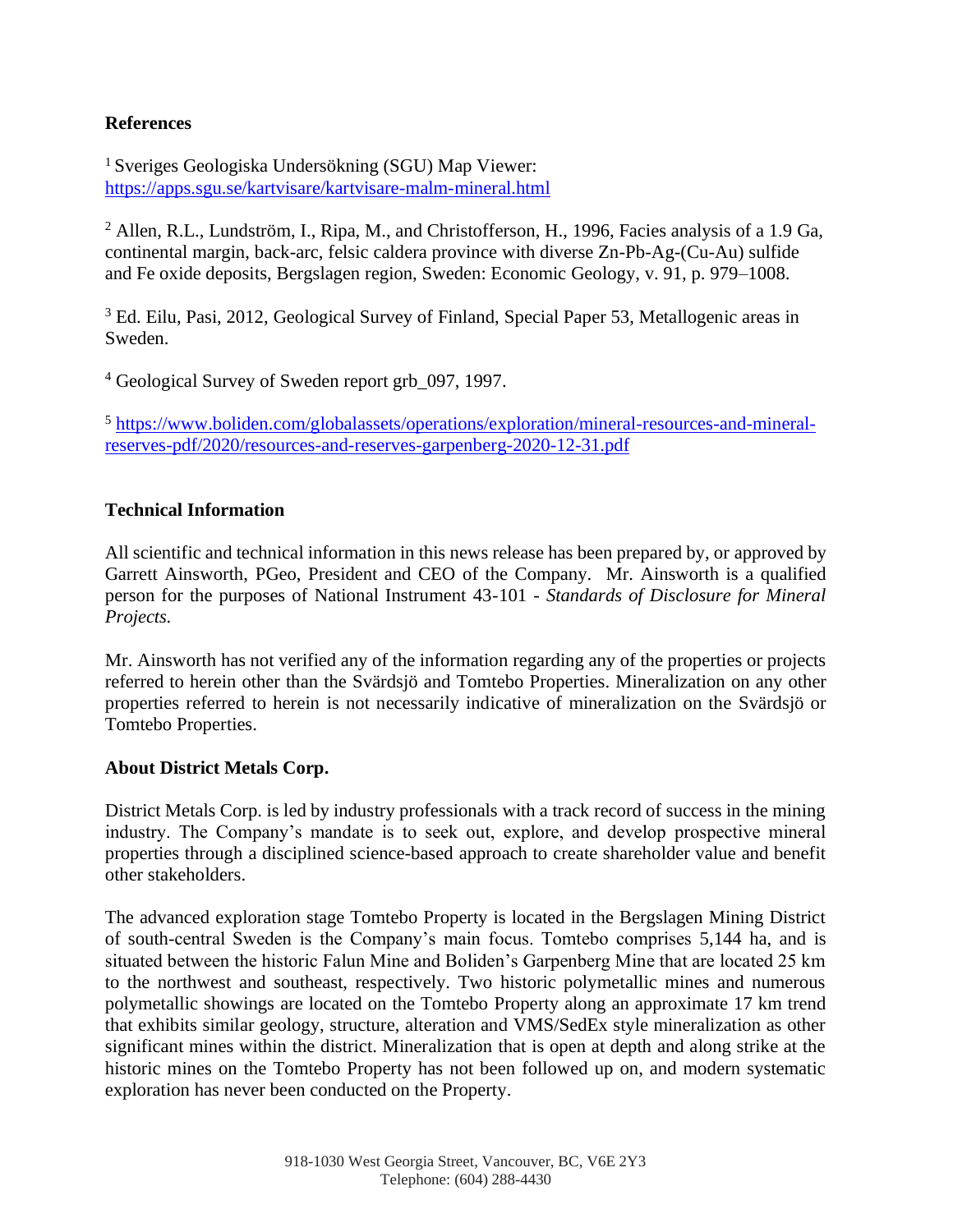**References**

[1] Sveriges Geologiska Undersökning (SGU) Map Viewer: https://apps.sgu.se/kartvisare/kartvisare-malm-mineral.html

[2] Allen, R.L., Lundström, I., Ripa, M., and Christofferson, H., 1996, Facies analysis of a 1.9 Ga, continental margin, back-arc, felsic caldera province with diverse Zn-Pb-Ag-(Cu-Au) sulfide and Fe oxide deposits, Bergslagen region, Sweden: Economic Geology, v. 91, p. 979–1008.

[3] Ed. Eilu, Pasi, 2012, Geological Survey of Finland, Special Paper 53, Metallogenic areas in Sweden.

[4] Geological Survey of Sweden report grb_097, 1997.

[5] https://www.boliden.com/globalassets/operations/exploration/mineral-resources-and-mineral-reserves-pdf/2020/resources-and-reserves-garpenberg-2020-12-31.pdf

**Technical Information**

All scientific and technical information in this news release has been prepared by, or approved by Garrett Ainsworth, PGeo, President and CEO of the Company. Mr. Ainsworth is a qualified person for the purposes of National Instrument 43-101 - *Standards of Disclosure for Mineral Projects.*

Mr. Ainsworth has not verified any of the information regarding any of the properties or projects referred to herein other than the Svärdsjö and Tomtebo Properties. Mineralization on any other properties referred to herein is not necessarily indicative of mineralization on the Svärdsjö or Tomtebo Properties.

**About District Metals Corp.**

District Metals Corp. is led by industry professionals with a track record of success in the mining industry. The Company's mandate is to seek out, explore, and develop prospective mineral properties through a disciplined science-based approach to create shareholder value and benefit other stakeholders.

The advanced exploration stage Tomtebo Property is located in the Bergslagen Mining District of south-central Sweden is the Company's main focus. Tomtebo comprises 5,144 ha, and is situated between the historic Falun Mine and Boliden's Garpenberg Mine that are located 25 km to the northwest and southeast, respectively. Two historic polymetallic mines and numerous polymetallic showings are located on the Tomtebo Property along an approximate 17 km trend that exhibits similar geology, structure, alteration and VMS/SedEx style mineralization as other significant mines within the district. Mineralization that is open at depth and along strike at the historic mines on the Tomtebo Property has not been followed up on, and modern systematic exploration has never been conducted on the Property.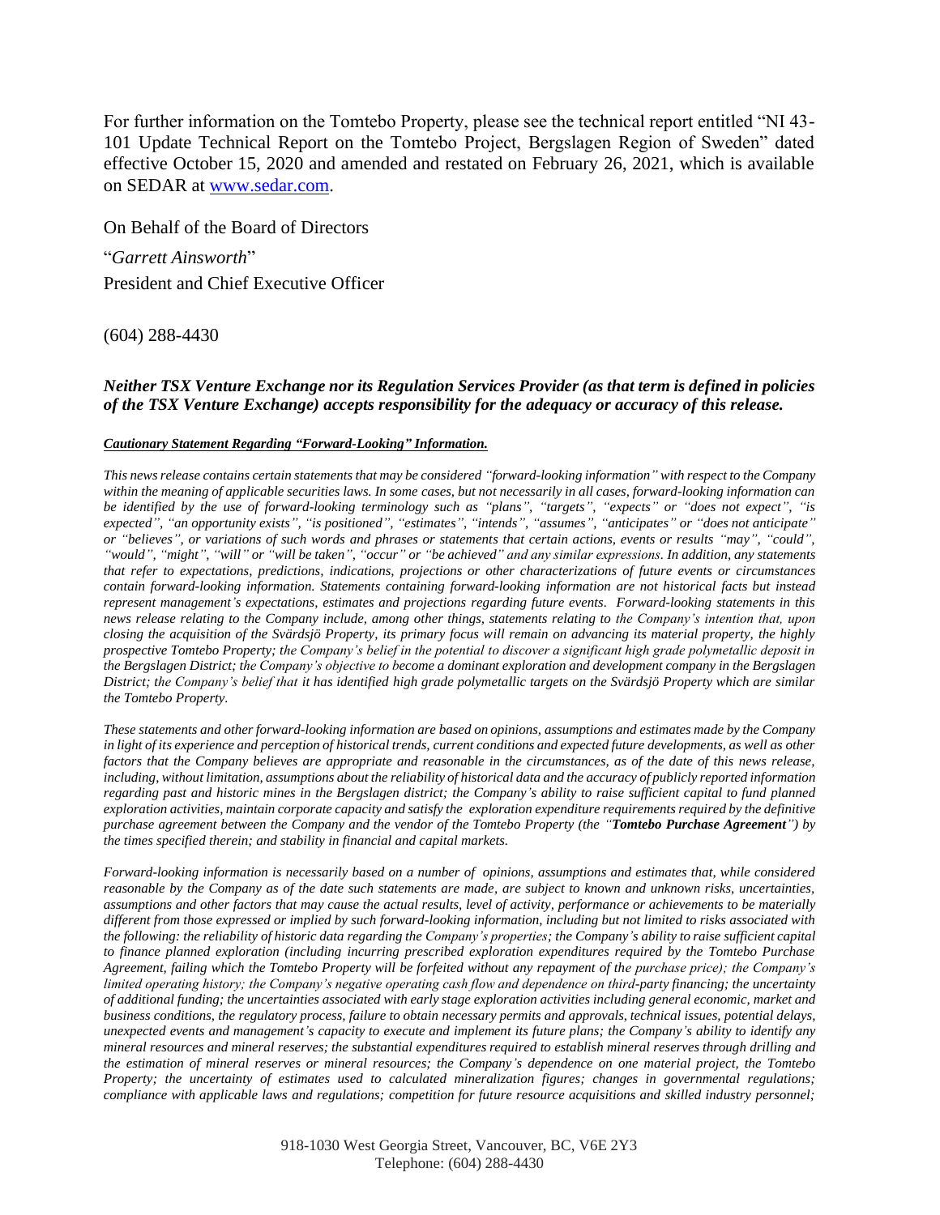For further information on the Tomtebo Property, please see the technical report entitled "NI 43-101 Update Technical Report on the Tomtebo Project, Bergslagen Region of Sweden" dated effective October 15, 2020 and amended and restated on February 26, 2021, which is available on SEDAR at [www.sedar.com](http://www.sedar.com).

On Behalf of the Board of Directors

"*Garrett Ainsworth*"

President and Chief Executive Officer

(604) 288-4430

***Neither TSX Venture Exchange nor its Regulation Services Provider (as that term is defined in policies of the TSX Venture Exchange) accepts responsibility for the adequacy or accuracy of this release.***

***Cautionary Statement Regarding "Forward-Looking" Information.***

*This news release contains certain statements that may be considered "forward-looking information" with respect to the Company within the meaning of applicable securities laws. In some cases, but not necessarily in all cases, forward-looking information can be identified by the use of forward-looking terminology such as "plans", "targets", "expects" or "does not expect", "is expected", "an opportunity exists", "is positioned", "estimates", "intends", "assumes", "anticipates" or "does not anticipate" or "believes", or variations of such words and phrases or statements that certain actions, events or results "may", "could", "would", "might", "will" or "will be taken", "occur" or "be achieved" and any similar expressions. In addition, any statements that refer to expectations, predictions, indications, projections or other characterizations of future events or circumstances contain forward-looking information. Statements containing forward-looking information are not historical facts but instead represent management's expectations, estimates and projections regarding future events. Forward-looking statements in this news release relating to the Company include, among other things, statements relating to the Company's intention that, upon closing the acquisition of the Svärdsjö Property, its primary focus will remain on advancing its material property, the highly prospective Tomtebo Property; the Company's belief in the potential to discover a significant high grade polymetallic deposit in the Bergslagen District; the Company's objective to become a dominant exploration and development company in the Bergslagen District; the Company's belief that it has identified high grade polymetallic targets on the Svärdsjö Property which are similar the Tomtebo Property.*

*These statements and other forward-looking information are based on opinions, assumptions and estimates made by the Company in light of its experience and perception of historical trends, current conditions and expected future developments, as well as other factors that the Company believes are appropriate and reasonable in the circumstances, as of the date of this news release, including, without limitation, assumptions about the reliability of historical data and the accuracy of publicly reported information regarding past and historic mines in the Bergslagen district; the Company's ability to raise sufficient capital to fund planned exploration activities, maintain corporate capacity and satisfy the exploration expenditure requirements required by the definitive purchase agreement between the Company and the vendor of the Tomtebo Property (the "**Tomtebo Purchase Agreement**") by the times specified therein; and stability in financial and capital markets.*

*Forward-looking information is necessarily based on a number of opinions, assumptions and estimates that, while considered reasonable by the Company as of the date such statements are made, are subject to known and unknown risks, uncertainties, assumptions and other factors that may cause the actual results, level of activity, performance or achievements to be materially different from those expressed or implied by such forward-looking information, including but not limited to risks associated with the following: the reliability of historic data regarding the Company's properties; the Company's ability to raise sufficient capital to finance planned exploration (including incurring prescribed exploration expenditures required by the Tomtebo Purchase Agreement, failing which the Tomtebo Property will be forfeited without any repayment of the purchase price); the Company's limited operating history; the Company's negative operating cash flow and dependence on third-party financing; the uncertainty of additional funding; the uncertainties associated with early stage exploration activities including general economic, market and business conditions, the regulatory process, failure to obtain necessary permits and approvals, technical issues, potential delays, unexpected events and management's capacity to execute and implement its future plans; the Company's ability to identify any mineral resources and mineral reserves; the substantial expenditures required to establish mineral reserves through drilling and the estimation of mineral reserves or mineral resources; the Company's dependence on one material project, the Tomtebo Property; the uncertainty of estimates used to calculated mineralization figures; changes in governmental regulations; compliance with applicable laws and regulations; competition for future resource acquisitions and skilled industry personnel;*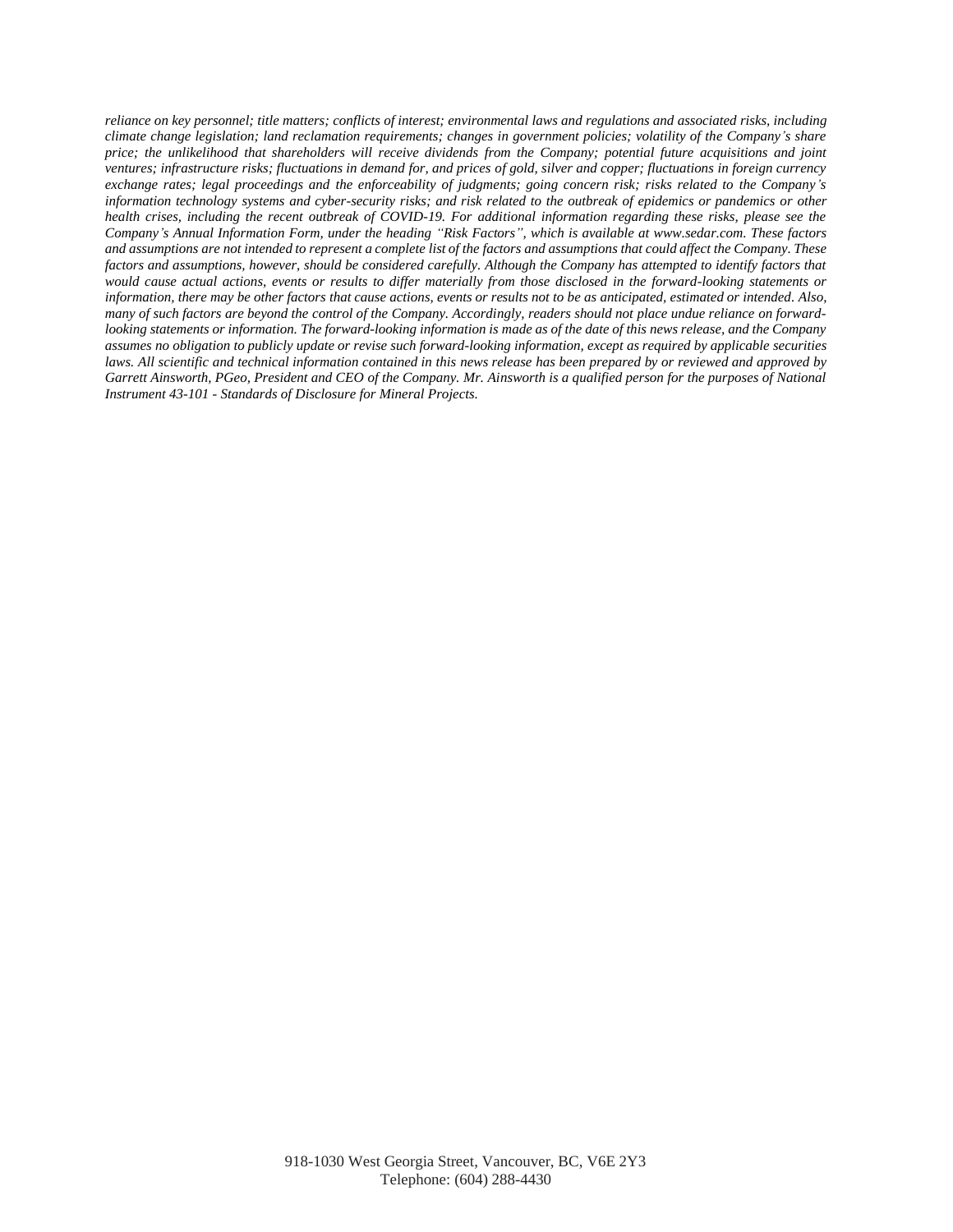*reliance on key personnel; title matters; conflicts of interest; environmental laws and regulations and associated risks, including climate change legislation; land reclamation requirements; changes in government policies; volatility of the Company's share price; the unlikelihood that shareholders will receive dividends from the Company; potential future acquisitions and joint ventures; infrastructure risks; fluctuations in demand for, and prices of gold, silver and copper; fluctuations in foreign currency exchange rates; legal proceedings and the enforceability of judgments; going concern risk; risks related to the Company's information technology systems and cyber-security risks; and risk related to the outbreak of epidemics or pandemics or other health crises, including the recent outbreak of COVID-19. For additional information regarding these risks, please see the Company's Annual Information Form, under the heading "Risk Factors", which is available at www.sedar.com. These factors and assumptions are not intended to represent a complete list of the factors and assumptions that could affect the Company. These factors and assumptions, however, should be considered carefully. Although the Company has attempted to identify factors that would cause actual actions, events or results to differ materially from those disclosed in the forward-looking statements or information, there may be other factors that cause actions, events or results not to be as anticipated, estimated or intended. Also, many of such factors are beyond the control of the Company. Accordingly, readers should not place undue reliance on forward-looking statements or information. The forward-looking information is made as of the date of this news release, and the Company assumes no obligation to publicly update or revise such forward-looking information, except as required by applicable securities laws. All scientific and technical information contained in this news release has been prepared by or reviewed and approved by Garrett Ainsworth, PGeo, President and CEO of the Company. Mr. Ainsworth is a qualified person for the purposes of National Instrument 43-101 - Standards of Disclosure for Mineral Projects.*

918-1030 West Georgia Street, Vancouver, BC, V6E 2Y3
Telephone: (604) 288-4430